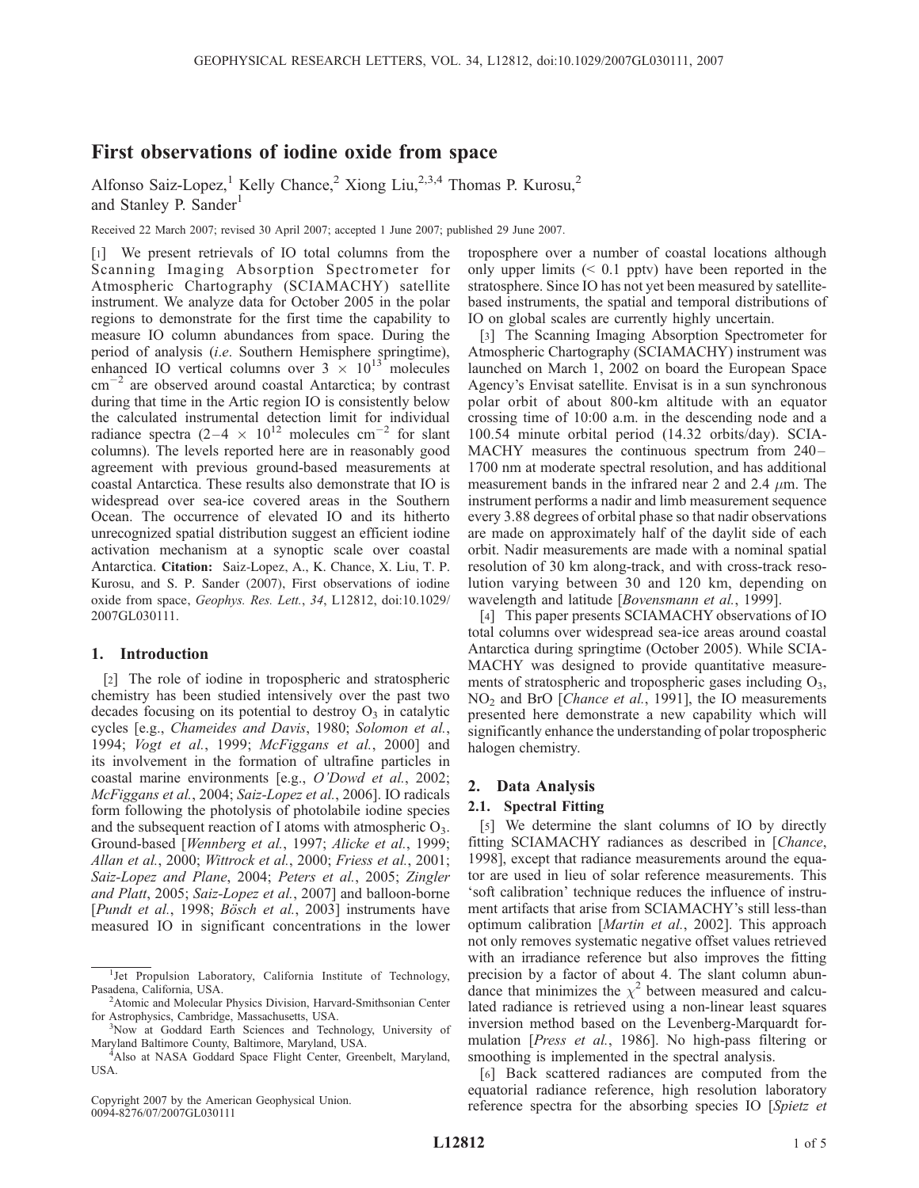# First observations of iodine oxide from space

Alfonso Saiz-Lopez,[1] Kelly Chance,[2] Xiong Liu,[2,3,4] Thomas P. Kurosu,[2] and Stanley P. Sander[1]

Received 22 March 2007; revised 30 April 2007; accepted 1 June 2007; published 29 June 2007.

[1] We present retrievals of IO total columns from the Scanning Imaging Absorption Spectrometer for Atmospheric Chartography (SCIAMACHY) satellite instrument. We analyze data for October 2005 in the polar regions to demonstrate for the first time the capability to measure IO column abundances from space. During the period of analysis (*i.e*. Southern Hemisphere springtime), enhanced IO vertical columns over $3 \times 10^{13}$ molecules $cm^{-2}$ are observed around coastal Antarctica; by contrast during that time in the Artic region IO is consistently below the calculated instrumental detection limit for individual radiance spectra ($2–4 \times 10^{12}$ molecules $cm^{-2}$ for slant columns). The levels reported here are in reasonably good agreement with previous ground-based measurements at coastal Antarctica. These results also demonstrate that IO is widespread over sea-ice covered areas in the Southern Ocean. The occurrence of elevated IO and its hitherto unrecognized spatial distribution suggest an efficient iodine activation mechanism at a synoptic scale over coastal Antarctica. **Citation:** Saiz-Lopez, A., K. Chance, X. Liu, T. P. Kurosu, and S. P. Sander (2007), First observations of iodine oxide from space, *Geophys. Res. Lett.*, *34*, L12812, doi:10.1029/2007GL030111.

## 1. Introduction

[2] The role of iodine in tropospheric and stratospheric chemistry has been studied intensively over the past two decades focusing on its potential to destroy $O_3$ in catalytic cycles [e.g., *Chameides and Davis*, 1980; *Solomon et al.*, 1994; *Vogt et al.*, 1999; *McFiggans et al.*, 2000] and its involvement in the formation of ultrafine particles in coastal marine environments [e.g., *O'Dowd et al.*, 2002; *McFiggans et al.*, 2004; *Saiz-Lopez et al.*, 2006]. IO radicals form following the photolysis of photolabile iodine species and the subsequent reaction of I atoms with atmospheric $O_3$. Ground-based [*Wennberg et al.*, 1997; *Alicke et al.*, 1999; *Allan et al.*, 2000; *Wittrock et al.*, 2000; *Friess et al.*, 2001; *Saiz-Lopez and Plane*, 2004; *Peters et al.*, 2005; *Zingler and Platt*, 2005; *Saiz-Lopez et al.*, 2007] and balloon-borne [*Pundt et al.*, 1998; *Bösch et al.*, 2003] instruments have measured IO in significant concentrations in the lower troposphere over a number of coastal locations although only upper limits (< 0.1 pptv) have been reported in the stratosphere. Since IO has not yet been measured by satellite-based instruments, the spatial and temporal distributions of IO on global scales are currently highly uncertain.

[3] The Scanning Imaging Absorption Spectrometer for Atmospheric Chartography (SCIAMACHY) instrument was launched on March 1, 2002 on board the European Space Agency's Envisat satellite. Envisat is in a sun synchronous polar orbit of about 800-km altitude with an equator crossing time of 10:00 a.m. in the descending node and a 100.54 minute orbital period (14.32 orbits/day). SCIAMACHY measures the continuous spectrum from 240–1700 nm at moderate spectral resolution, and has additional measurement bands in the infrared near 2 and 2.4 $\mu$m. The instrument performs a nadir and limb measurement sequence every 3.88 degrees of orbital phase so that nadir observations are made on approximately half of the daylit side of each orbit. Nadir measurements are made with a nominal spatial resolution of 30 km along-track, and with cross-track resolution varying between 30 and 120 km, depending on wavelength and latitude [*Bovensmann et al.*, 1999].

[4] This paper presents SCIAMACHY observations of IO total columns over widespread sea-ice areas around coastal Antarctica during springtime (October 2005). While SCIAMACHY was designed to provide quantitative measurements of stratospheric and tropospheric gases including $O_3$, $NO_2$ and BrO [*Chance et al.*, 1991], the IO measurements presented here demonstrate a new capability which will significantly enhance the understanding of polar tropospheric halogen chemistry.

## 2. Data Analysis

### 2.1. Spectral Fitting

[5] We determine the slant columns of IO by directly fitting SCIAMACHY radiances as described in [*Chance*, 1998], except that radiance measurements around the equator are used in lieu of solar reference measurements. This 'soft calibration' technique reduces the influence of instrument artifacts that arise from SCIAMACHY's still less-than optimum calibration [*Martin et al.*, 2002]. This approach not only removes systematic negative offset values retrieved with an irradiance reference but also improves the fitting precision by a factor of about 4. The slant column abundance that minimizes the $\chi^2$ between measured and calculated radiance is retrieved using a non-linear least squares inversion method based on the Levenberg-Marquardt formulation [*Press et al.*, 1986]. No high-pass filtering or smoothing is implemented in the spectral analysis.

[6] Back scattered radiances are computed from the equatorial radiance reference, high resolution laboratory reference spectra for the absorbing species IO [*Spietz et*

---

[1] Jet Propulsion Laboratory, California Institute of Technology, Pasadena, California, USA.

[2] Atomic and Molecular Physics Division, Harvard-Smithsonian Center for Astrophysics, Cambridge, Massachusetts, USA.

[3] Now at Goddard Earth Sciences and Technology, University of Maryland Baltimore County, Baltimore, Maryland, USA.

[4] Also at NASA Goddard Space Flight Center, Greenbelt, Maryland, USA.

Copyright 2007 by the American Geophysical Union.
0094-8276/07/2007GL030111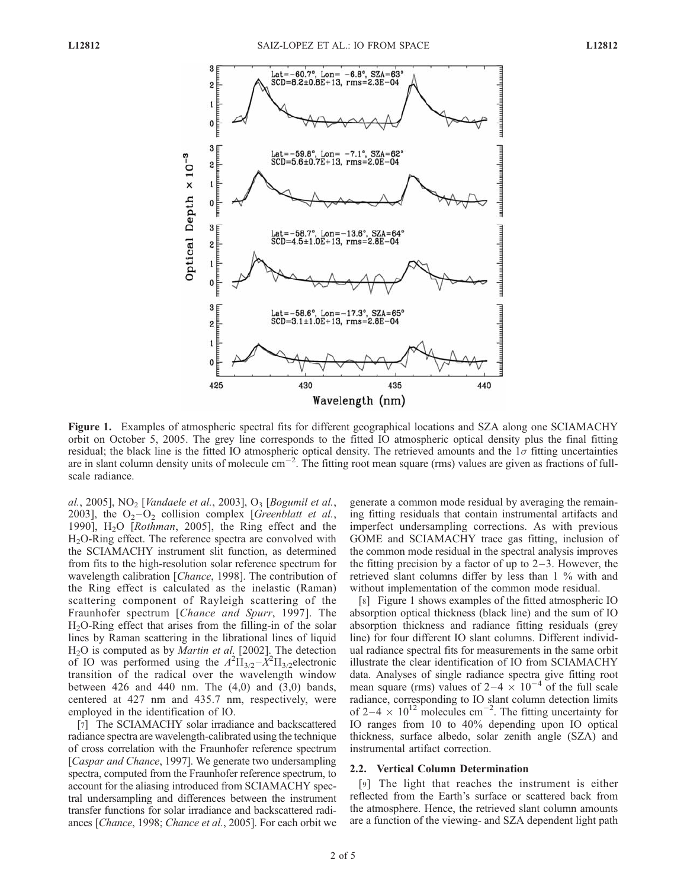Figure 1. Examples of atmospheric spectral fits for different geographical locations and SZA along one SCIAMACHY orbit on October 5, 2005. The grey line corresponds to the fitted IO atmospheric optical density plus the final fitting residual; the black line is the fitted IO atmospheric optical density. The retrieved amounts and the 1$\sigma$ fitting uncertainties are in slant column density units of molecule cm$^{-2}$. The fitting root mean square (rms) values are given as fractions of full-scale radiance.

*al.*, 2005], $NO_2$ [*Vandaele et al.*, 2003], $O_3$ [*Bogumil et al.*, 2003], the $O_2$–$O_2$ collision complex [*Greenblatt et al.*, 1990], $H_2O$ [*Rothman*, 2005], the Ring effect and the $H_2O$-Ring effect. The reference spectra are convolved with the SCIAMACHY instrument slit function, as determined from fits to the high-resolution solar reference spectrum for wavelength calibration [*Chance*, 1998]. The contribution of the Ring effect is calculated as the inelastic (Raman) scattering component of Rayleigh scattering of the Fraunhofer spectrum [*Chance and Spurr*, 1997]. The $H_2O$-Ring effect that arises from the filling-in of the solar lines by Raman scattering in the librational lines of liquid $H_2O$ is computed as by *Martin et al.* [2002]. The detection of IO was performed using the $A^2\Pi_{3/2}$–$X^2\Pi_{3/2}$ electronic transition of the radical over the wavelength window between 426 and 440 nm. The (4,0) and (3,0) bands, centered at 427 nm and 435.7 nm, respectively, were employed in the identification of IO.

[7] The SCIAMACHY solar irradiance and backscattered radiance spectra are wavelength-calibrated using the technique of cross correlation with the Fraunhofer reference spectrum [*Caspar and Chance*, 1997]. We generate two undersampling spectra, computed from the Fraunhofer reference spectrum, to account for the aliasing introduced from SCIAMACHY spectral undersampling and differences between the instrument transfer functions for solar irradiance and backscattered radiances [*Chance*, 1998; *Chance et al.*, 2005]. For each orbit we generate a common mode residual by averaging the remaining fitting residuals that contain instrumental artifacts and imperfect undersampling corrections. As with previous GOME and SCIAMACHY trace gas fitting, inclusion of the common mode residual in the spectral analysis improves the fitting precision by a factor of up to 2–3. However, the retrieved slant columns differ by less than 1 % with and without implementation of the common mode residual.

[8] Figure 1 shows examples of the fitted atmospheric IO absorption optical thickness (black line) and the sum of IO absorption thickness and radiance fitting residuals (grey line) for four different IO slant columns. Different individual radiance spectral fits for measurements in the same orbit illustrate the clear identification of IO from SCIAMACHY data. Analyses of single radiance spectra give fitting root mean square (rms) values of $2$–$4 \times 10^{-4}$ of the full scale radiance, corresponding to IO slant column detection limits of $2$–$4 \times 10^{12}$ molecules cm$^{-2}$. The fitting uncertainty for IO ranges from 10 to 40% depending upon IO optical thickness, surface albedo, solar zenith angle (SZA) and instrumental artifact correction.

### 2.2. Vertical Column Determination

[9] The light that reaches the instrument is either reflected from the Earth's surface or scattered back from the atmosphere. Hence, the retrieved slant column amounts are a function of the viewing- and SZA dependent light path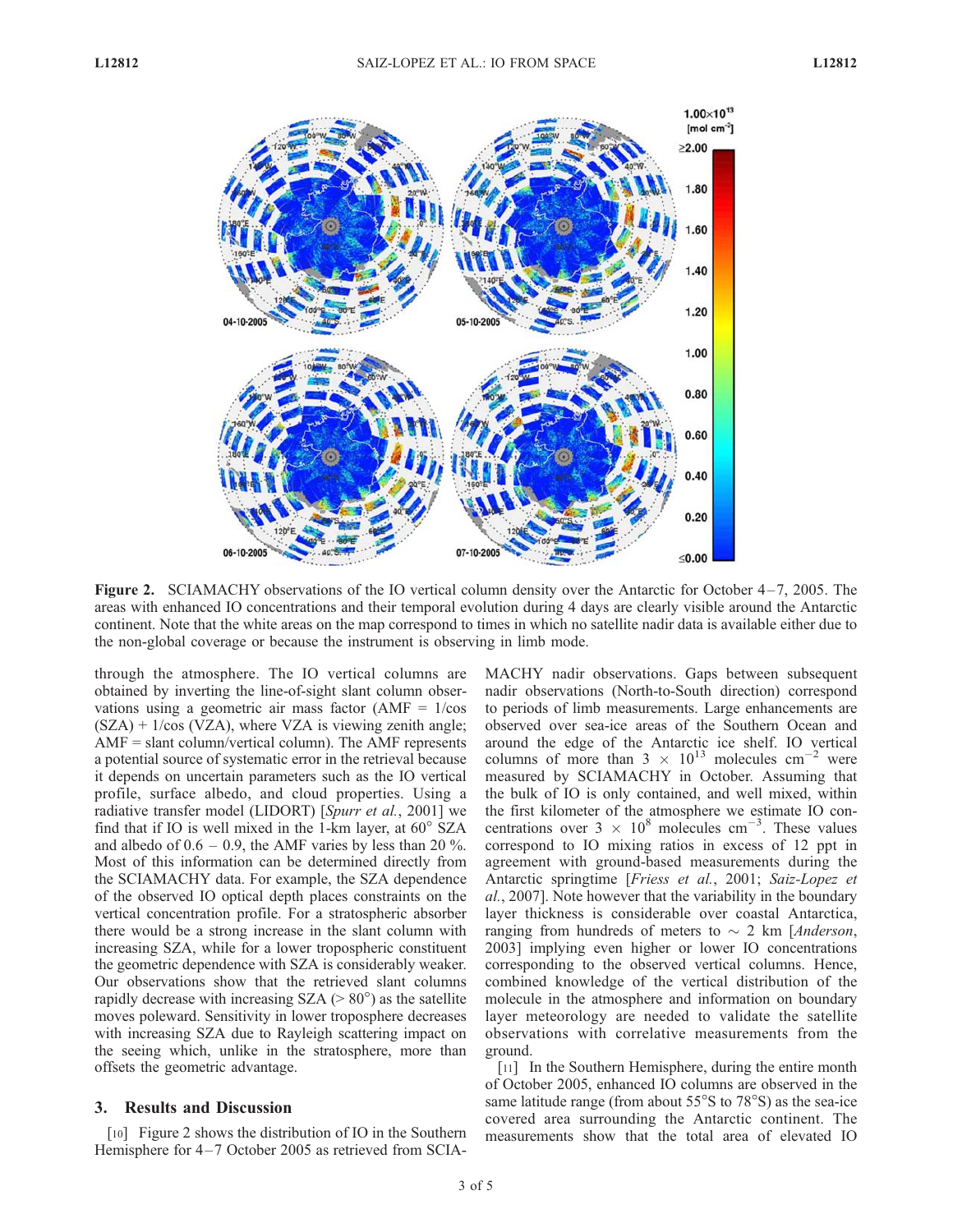**Figure 2.** SCIAMACHY observations of the IO vertical column density over the Antarctic for October 4–7, 2005. The areas with enhanced IO concentrations and their temporal evolution during 4 days are clearly visible around the Antarctic continent. Note that the white areas on the map correspond to times in which no satellite nadir data is available either due to the non-global coverage or because the instrument is observing in limb mode.

through the atmosphere. The IO vertical columns are obtained by inverting the line-of-sight slant column observations using a geometric air mass factor (AMF = 1/cos (SZA) + 1/cos (VZA), where VZA is viewing zenith angle; AMF = slant column/vertical column). The AMF represents a potential source of systematic error in the retrieval because it depends on uncertain parameters such as the IO vertical profile, surface albedo, and cloud properties. Using a radiative transfer model (LIDORT) [*Spurr et al.*, 2001] we find that if IO is well mixed in the 1-km layer, at 60° SZA and albedo of 0.6 – 0.9, the AMF varies by less than 20 %. Most of this information can be determined directly from the SCIAMACHY data. For example, the SZA dependence of the observed IO optical depth places constraints on the vertical concentration profile. For a stratospheric absorber there would be a strong increase in the slant column with increasing SZA, while for a lower tropospheric constituent the geometric dependence with SZA is considerably weaker. Our observations show that the retrieved slant columns rapidly decrease with increasing SZA (> 80°) as the satellite moves poleward. Sensitivity in lower troposphere decreases with increasing SZA due to Rayleigh scattering impact on the seeing which, unlike in the stratosphere, more than offsets the geometric advantage.

## 3. Results and Discussion

[10] Figure 2 shows the distribution of IO in the Southern Hemisphere for 4–7 October 2005 as retrieved from SCIAMACHY nadir observations. Gaps between subsequent nadir observations (North-to-South direction) correspond to periods of limb measurements. Large enhancements are observed over sea-ice areas of the Southern Ocean and around the edge of the Antarctic ice shelf. IO vertical columns of more than $3 \times 10^{13}$ molecules $cm^{-2}$ were measured by SCIAMACHY in October. Assuming that the bulk of IO is only contained, and well mixed, within the first kilometer of the atmosphere we estimate IO concentrations over $3 \times 10^{8}$ molecules $cm^{-3}$. These values correspond to IO mixing ratios in excess of 12 ppt in agreement with ground-based measurements during the Antarctic springtime [*Friess et al.*, 2001; *Saiz-Lopez et al.*, 2007]. Note however that the variability in the boundary layer thickness is considerable over coastal Antarctica, ranging from hundreds of meters to ~ 2 km [*Anderson*, 2003] implying even higher or lower IO concentrations corresponding to the observed vertical columns. Hence, combined knowledge of the vertical distribution of the molecule in the atmosphere and information on boundary layer meteorology are needed to validate the satellite observations with correlative measurements from the ground.

[11] In the Southern Hemisphere, during the entire month of October 2005, enhanced IO columns are observed in the same latitude range (from about 55°S to 78°S) as the sea-ice covered area surrounding the Antarctic continent. The measurements show that the total area of elevated IO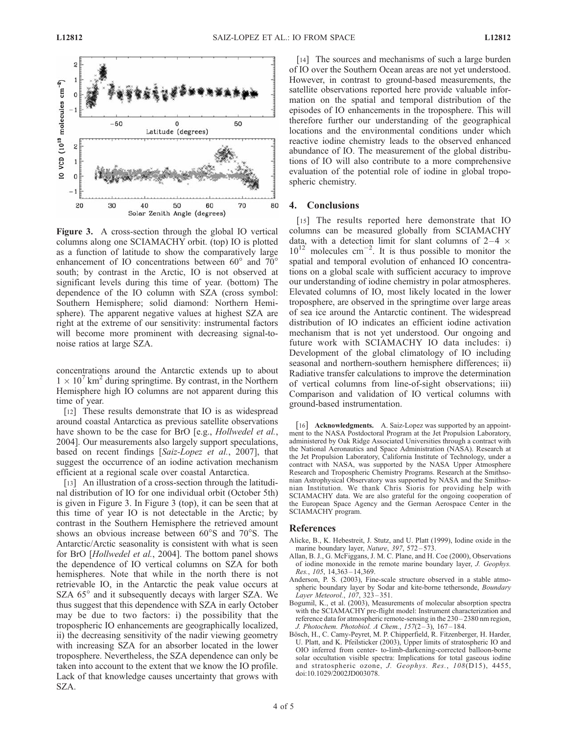**Figure 3.** A cross-section through the global IO vertical columns along one SCIAMACHY orbit. (top) IO is plotted as a function of latitude to show the comparatively large enhancement of IO concentrations between 60° and 70° south; by contrast in the Arctic, IO is not observed at significant levels during this time of year. (bottom) The dependence of the IO column with SZA (cross symbol: Southern Hemisphere; solid diamond: Northern Hemisphere). The apparent negative values at highest SZA are right at the extreme of our sensitivity: instrumental factors will become more prominent with decreasing signal-to-noise ratios at large SZA.

concentrations around the Antarctic extends up to about $1 \times 10^7$ km$^2$ during springtime. By contrast, in the Northern Hemisphere high IO columns are not apparent during this time of year.

[12] These results demonstrate that IO is as widespread around coastal Antarctica as previous satellite observations have shown to be the case for BrO [e.g., *Hollwedel et al.*, 2004]. Our measurements also largely support speculations, based on recent findings [*Saiz-Lopez et al.*, 2007], that suggest the occurrence of an iodine activation mechanism efficient at a regional scale over coastal Antarctica.

[13] An illustration of a cross-section through the latitudinal distribution of IO for one individual orbit (October 5th) is given in Figure 3. In Figure 3 (top), it can be seen that at this time of year IO is not detectable in the Arctic; by contrast in the Southern Hemisphere the retrieved amount shows an obvious increase between 60°S and 70°S. The Antarctic/Arctic seasonality is consistent with what is seen for BrO [*Hollwedel et al.*, 2004]. The bottom panel shows the dependence of IO vertical columns on SZA for both hemispheres. Note that while in the north there is not retrievable IO, in the Antarctic the peak value occurs at SZA 65° and it subsequently decays with larger SZA. We thus suggest that this dependence with SZA in early October may be due to two factors: i) the possibility that the tropospheric IO enhancements are geographically localized, ii) the decreasing sensitivity of the nadir viewing geometry with increasing SZA for an absorber located in the lower troposphere. Nevertheless, the SZA dependence can only be taken into account to the extent that we know the IO profile. Lack of that knowledge causes uncertainty that grows with SZA.

[14] The sources and mechanisms of such a large burden of IO over the Southern Ocean areas are not yet understood. However, in contrast to ground-based measurements, the satellite observations reported here provide valuable information on the spatial and temporal distribution of the episodes of IO enhancements in the troposphere. This will therefore further our understanding of the geographical locations and the environmental conditions under which reactive iodine chemistry leads to the observed enhanced abundance of IO. The measurement of the global distributions of IO will also contribute to a more comprehensive evaluation of the potential role of iodine in global tropospheric chemistry.

## 4. Conclusions

[15] The results reported here demonstrate that IO columns can be measured globally from SCIAMACHY data, with a detection limit for slant columns of $2–4 \times 10^{12}$ molecules cm$^{-2}$. It is thus possible to monitor the spatial and temporal evolution of enhanced IO concentrations on a global scale with sufficient accuracy to improve our understanding of iodine chemistry in polar atmospheres. Elevated columns of IO, most likely located in the lower troposphere, are observed in the springtime over large areas of sea ice around the Antarctic continent. The widespread distribution of IO indicates an efficient iodine activation mechanism that is not yet understood. Our ongoing and future work with SCIAMACHY IO data includes: i) Development of the global climatology of IO including seasonal and northern-southern hemisphere differences; ii) Radiative transfer calculations to improve the determination of vertical columns from line-of-sight observations; iii) Comparison and validation of IO vertical columns with ground-based instrumentation.

[16] **Acknowledgments.** A. Saiz-Lopez was supported by an appointment to the NASA Postdoctoral Program at the Jet Propulsion Laboratory, administered by Oak Ridge Associated Universities through a contract with the National Aeronautics and Space Administration (NASA). Research at the Jet Propulsion Laboratory, California Institute of Technology, under a contract with NASA, was supported by the NASA Upper Atmosphere Research and Tropospheric Chemistry Programs. Research at the Smithsonian Astrophysical Observatory was supported by NASA and the Smithsonian Institution. We thank Chris Sioris for providing help with SCIAMACHY data. We are also grateful for the ongoing cooperation of the European Space Agency and the German Aerospace Center in the SCIAMACHY program.

## References

Alicke, B., K. Hebestreit, J. Stutz, and U. Platt (1999), Iodine oxide in the marine boundary layer, *Nature*, *397*, 572–573.

Allan, B. J., G. McFiggans, J. M. C. Plane, and H. Coe (2000), Observations of iodine monoxide in the remote marine boundary layer, *J. Geophys. Res.*, *105*, 14,363–14,369.

Anderson, P. S. (2003), Fine-scale structure observed in a stable atmospheric boundary layer by Sodar and kite-borne tethersonde, *Boundary Layer Meteorol.*, *107*, 323–351.

Bogumil, K., et al. (2003), Measurements of molecular absorption spectra with the SCIAMACHY pre-flight model: Instrument characterization and reference data for atmospheric remote-sensing in the 230–2380 nm region, *J. Photochem. Photobiol. A Chem.*, *157*(2–3), 167–184.

Bösch, H., C. Camy-Peyret, M. P. Chipperfield, R. Fitzenberger, H. Harder, U. Platt, and K. Pfeilsticker (2003), Upper limits of stratospheric IO and OIO inferred from center- to-limb-darkening-corrected balloon-borne solar occultation visible spectra: Implications for total gaseous iodine and stratospheric ozone, *J. Geophys. Res.*, *108*(D15), 4455, doi:10.1029/2002JD003078.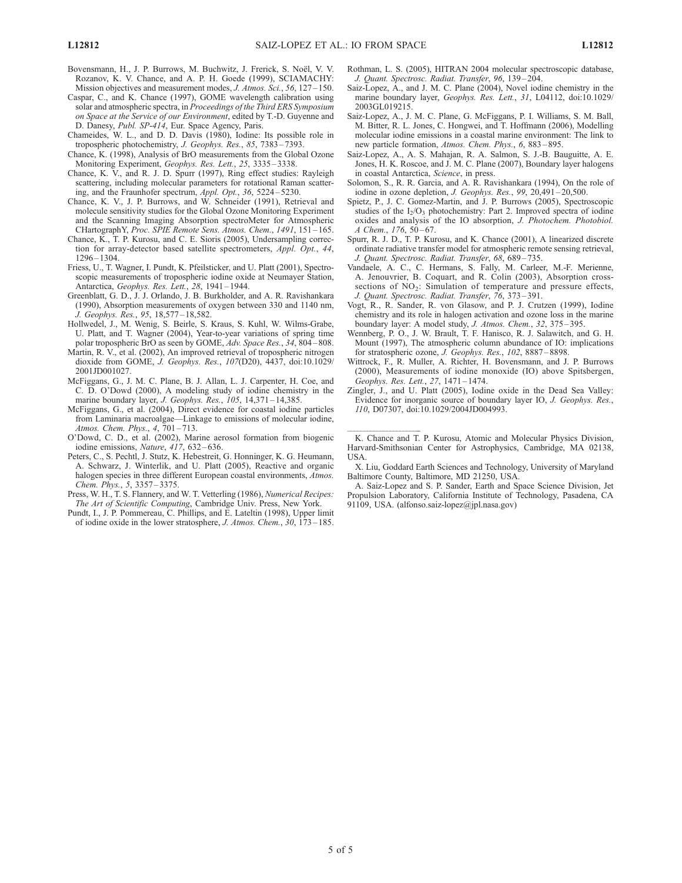Bovensmann, H., J. P. Burrows, M. Buchwitz, J. Frerick, S. Noël, V. V. Rozanov, K. V. Chance, and A. P. H. Goede (1999), SCIAMACHY: Mission objectives and measurement modes, *J. Atmos. Sci.*, *56*, 127–150.

Caspar, C., and K. Chance (1997), GOME wavelength calibration using solar and atmospheric spectra, in *Proceedings of the Third ERS Symposium on Space at the Service of our Environment*, edited by T.-D. Guyenne and D. Danesy, *Publ. SP-414*, Eur. Space Agency, Paris.

Chameides, W. L., and D. D. Davis (1980), Iodine: Its possible role in tropospheric photochemistry, *J. Geophys. Res.*, *85*, 7383–7393.

Chance, K. (1998), Analysis of BrO measurements from the Global Ozone Monitoring Experiment, *Geophys. Res. Lett.*, *25*, 3335–3338.

Chance, K. V., and R. J. D. Spurr (1997), Ring effect studies: Rayleigh scattering, including molecular parameters for rotational Raman scattering, and the Fraunhofer spectrum, *Appl. Opt.*, *36*, 5224–5230.

Chance, K. V., J. P. Burrows, and W. Schneider (1991), Retrieval and molecule sensitivity studies for the Global Ozone Monitoring Experiment and the Scanning Imaging Absorption spectroMeter for Atmospheric CHartographY, *Proc. SPIE Remote Sens. Atmos. Chem.*, *1491*, 151–165.

Chance, K., T. P. Kurosu, and C. E. Sioris (2005), Undersampling correction for array-detector based satellite spectrometers, *Appl. Opt.*, *44*, 1296–1304.

Friess, U., T. Wagner, I. Pundt, K. Pfeilsticker, and U. Platt (2001), Spectroscopic measurements of tropospheric iodine oxide at Neumayer Station, Antarctica, *Geophys. Res. Lett.*, *28*, 1941–1944.

Greenblatt, G. D., J. J. Orlando, J. B. Burkholder, and A. R. Ravishankara (1990), Absorption measurements of oxygen between 330 and 1140 nm, *J. Geophys. Res.*, *95*, 18,577–18,582.

Hollwedel, J., M. Wenig, S. Beirle, S. Kraus, S. Kuhl, W. Wilms-Grabe, U. Platt, and T. Wagner (2004), Year-to-year variations of spring time polar tropospheric BrO as seen by GOME, *Adv. Space Res.*, *34*, 804–808.

Martin, R. V., et al. (2002), An improved retrieval of tropospheric nitrogen dioxide from GOME, *J. Geophys. Res.*, *107*(D20), 4437, doi:10.1029/2001JD001027.

McFiggans, G., J. M. C. Plane, B. J. Allan, L. J. Carpenter, H. Coe, and C. D. O'Dowd (2000), A modeling study of iodine chemistry in the marine boundary layer, *J. Geophys. Res.*, *105*, 14,371–14,385.

McFiggans, G., et al. (2004), Direct evidence for coastal iodine particles from Laminaria macroalgae—Linkage to emissions of molecular iodine, *Atmos. Chem. Phys.*, *4*, 701–713.

O'Dowd, C. D., et al. (2002), Marine aerosol formation from biogenic iodine emissions, *Nature*, *417*, 632–636.

Peters, C., S. Pechtl, J. Stutz, K. Hebestreit, G. Honninger, K. G. Heumann, A. Schwarz, J. Winterlik, and U. Platt (2005), Reactive and organic halogen species in three different European coastal environments, *Atmos. Chem. Phys.*, *5*, 3357–3375.

Press, W. H., T. S. Flannery, and W. T. Vetterling (1986), *Numerical Recipes: The Art of Scientific Computing*, Cambridge Univ. Press, New York.

Pundt, I., J. P. Pommereau, C. Phillips, and E. Lateltin (1998), Upper limit of iodine oxide in the lower stratosphere, *J. Atmos. Chem.*, *30*, 173–185.

Rothman, L. S. (2005), HITRAN 2004 molecular spectroscopic database, *J. Quant. Spectrosc. Radiat. Transfer*, *96*, 139–204.

Saiz-Lopez, A., and J. M. C. Plane (2004), Novel iodine chemistry in the marine boundary layer, *Geophys. Res. Lett.*, *31*, L04112, doi:10.1029/2003GL019215.

Saiz-Lopez, A., J. M. C. Plane, G. McFiggans, P. I. Williams, S. M. Ball, M. Bitter, R. L. Jones, C. Hongwei, and T. Hoffmann (2006), Modelling molecular iodine emissions in a coastal marine environment: The link to new particle formation, *Atmos. Chem. Phys.*, *6*, 883–895.

Saiz-Lopez, A., A. S. Mahajan, R. A. Salmon, S. J.-B. Bauguitte, A. E. Jones, H. K. Roscoe, and J. M. C. Plane (2007), Boundary layer halogens in coastal Antarctica, *Science*, in press.

Solomon, S., R. R. Garcia, and A. R. Ravishankara (1994), On the role of iodine in ozone depletion, *J. Geophys. Res.*, *99*, 20,491–20,500.

Spietz, P., J. C. Gomez-Martin, and J. P. Burrows (2005), Spectroscopic studies of the $I_2/O_3$ photochemistry: Part 2. Improved spectra of iodine oxides and analysis of the IO absorption, *J. Photochem. Photobiol. A Chem.*, *176*, 50–67.

Spurr, R. J. D., T. P. Kurosu, and K. Chance (2001), A linearized discrete ordinate radiative transfer model for atmospheric remote sensing retrieval, *J. Quant. Spectrosc. Radiat. Transfer*, *68*, 689–735.

Vandaele, A. C., C. Hermans, S. Fally, M. Carleer, M.-F. Merienne, A. Jenouvrier, B. Coquart, and R. Colin (2003), Absorption cross-sections of $NO_2$: Simulation of temperature and pressure effects, *J. Quant. Spectrosc. Radiat. Transfer*, *76*, 373–391.

Vogt, R., R. Sander, R. von Glasow, and P. J. Crutzen (1999), Iodine chemistry and its role in halogen activation and ozone loss in the marine boundary layer: A model study, *J. Atmos. Chem.*, *32*, 375–395.

Wennberg, P. O., J. W. Brault, T. F. Hanisco, R. J. Salawitch, and G. H. Mount (1997), The atmospheric column abundance of IO: implications for stratospheric ozone, *J. Geophys. Res.*, *102*, 8887–8898.

Wittrock, F., R. Muller, A. Richter, H. Bovensmann, and J. P. Burrows (2000), Measurements of iodine monoxide (IO) above Spitsbergen, *Geophys. Res. Lett.*, *27*, 1471–1474.

Zingler, J., and U. Platt (2005), Iodine oxide in the Dead Sea Valley: Evidence for inorganic source of boundary layer IO, *J. Geophys. Res.*, *110*, D07307, doi:10.1029/2004JD004993.

---

K. Chance and T. P. Kurosu, Atomic and Molecular Physics Division, Harvard-Smithsonian Center for Astrophysics, Cambridge, MA 02138, USA.

X. Liu, Goddard Earth Sciences and Technology, University of Maryland Baltimore County, Baltimore, MD 21250, USA.

A. Saiz-Lopez and S. P. Sander, Earth and Space Science Division, Jet Propulsion Laboratory, California Institute of Technology, Pasadena, CA 91109, USA. (alfonso.saiz-lopez@jpl.nasa.gov)